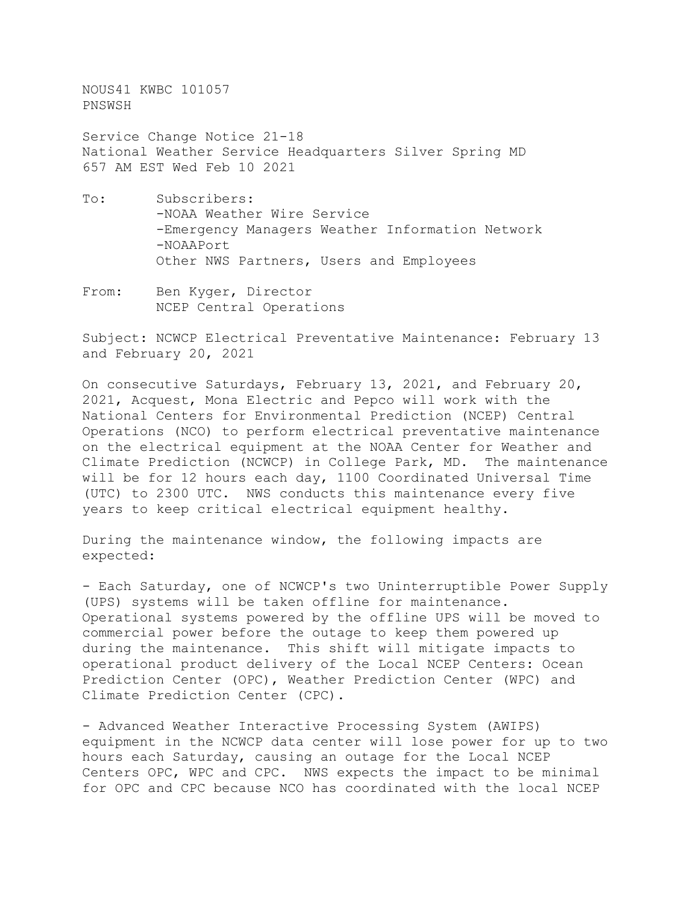NOUS41 KWBC 101057
PNSWSH

Service Change Notice 21-18
National Weather Service Headquarters Silver Spring MD
657 AM EST Wed Feb 10 2021

To: Subscribers:
-NOAA Weather Wire Service
-Emergency Managers Weather Information Network
-NOAAPort
Other NWS Partners, Users and Employees

From: Ben Kyger, Director
NCEP Central Operations

Subject: NCWCP Electrical Preventative Maintenance: February 13 and February 20, 2021

On consecutive Saturdays, February 13, 2021, and February 20, 2021, Acquest, Mona Electric and Pepco will work with the National Centers for Environmental Prediction (NCEP) Central Operations (NCO) to perform electrical preventative maintenance on the electrical equipment at the NOAA Center for Weather and Climate Prediction (NCWCP) in College Park, MD. The maintenance will be for 12 hours each day, 1100 Coordinated Universal Time (UTC) to 2300 UTC. NWS conducts this maintenance every five years to keep critical electrical equipment healthy.

During the maintenance window, the following impacts are expected:

- Each Saturday, one of NCWCP's two Uninterruptible Power Supply (UPS) systems will be taken offline for maintenance. Operational systems powered by the offline UPS will be moved to commercial power before the outage to keep them powered up during the maintenance. This shift will mitigate impacts to operational product delivery of the Local NCEP Centers: Ocean Prediction Center (OPC), Weather Prediction Center (WPC) and Climate Prediction Center (CPC).

- Advanced Weather Interactive Processing System (AWIPS) equipment in the NCWCP data center will lose power for up to two hours each Saturday, causing an outage for the Local NCEP Centers OPC, WPC and CPC. NWS expects the impact to be minimal for OPC and CPC because NCO has coordinated with the local NCEP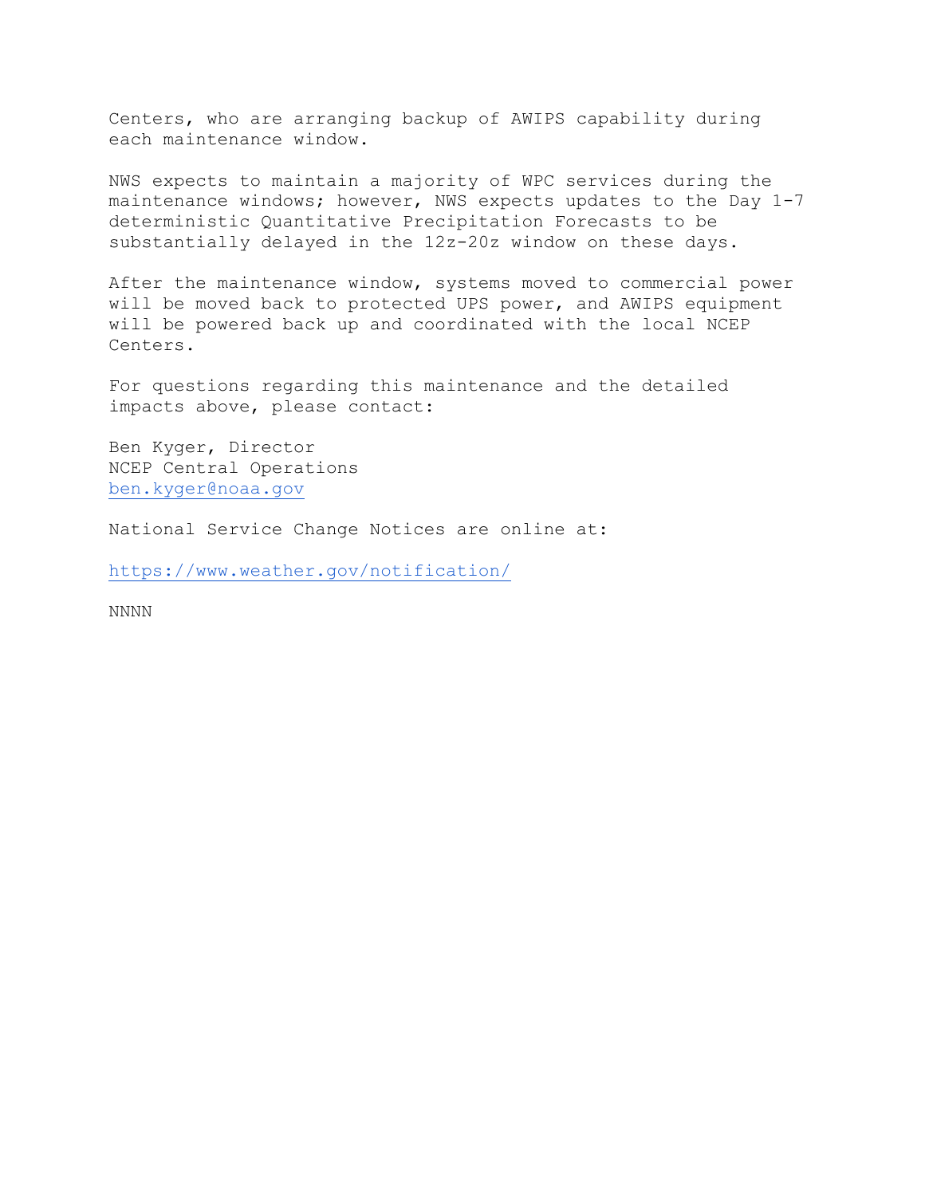Centers, who are arranging backup of AWIPS capability during each maintenance window.

NWS expects to maintain a majority of WPC services during the maintenance windows; however, NWS expects updates to the Day 1-7 deterministic Quantitative Precipitation Forecasts to be substantially delayed in the 12z-20z window on these days.

After the maintenance window, systems moved to commercial power will be moved back to protected UPS power, and AWIPS equipment will be powered back up and coordinated with the local NCEP Centers.

For questions regarding this maintenance and the detailed impacts above, please contact:

Ben Kyger, Director
NCEP Central Operations
ben.kyger@noaa.gov

National Service Change Notices are online at:

https://www.weather.gov/notification/

NNNN